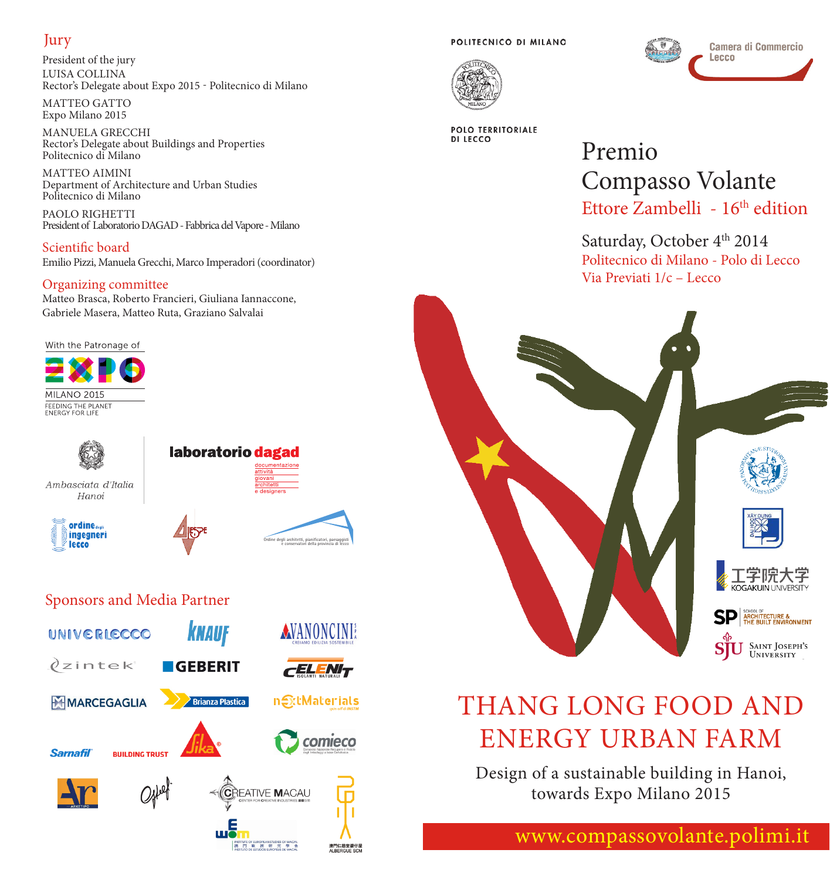## Jury

President of the jury
LUISA COLLINA
Rector's Delegate about Expo 2015 - Politecnico di Milano

MATTEO GATTO
Expo Milano 2015

MANUELA GRECCHI
Rector's Delegate about Buildings and Properties
Politecnico di Milano

MATTEO AIMINI
Department of Architecture and Urban Studies
Politecnico di Milano

PAOLO RIGHETTI
President of Laboratorio DAGAD - Fabbrica del Vapore - Milano

## Scientific board

Emilio Pizzi, Manuela Grecchi, Marco Imperadori (coordinator)

## Organizing committee

Matteo Brasca, Roberto Francieri, Giuliana Iannaccone, Gabriele Masera, Matteo Ruta, Graziano Salvalai

With the Patronage of

EXPO MILANO 2015
FEEDING THE PLANET
ENERGY FOR LIFE

Ambasciata d'Italia Hanoi

laboratorio dagad
documentazione attività giovani architetti e designers

ordine degli ingegneri lecco

Ordine degli architetti, pianificatori, paesaggisti e conservatori della provincia di Lecco

## Sponsors and Media Partner

UNIVERLECCO · KNAUF · AVANONCINI SPA CREIAMO EDILIZIA SOSTENIBILE · zintek · GEBERIT · CELENIT ISOLANTI NATURALI · MARCEGAGLIA · Brianza Plastica · nextMaterials spin-off di INSTM · Sarnafil · BUILDING TRUST · Sika · comieco · ARKETIPO · CREATIVE MACAU CENTER FOR CREATIVE INDUSTRIES · INSTITUTE OF EUROPEAN STUDIES OF MACAU · ALBERGUE SCM

POLITECNICO DI MILANO
POLO TERRITORIALE DI LECCO

Camera di Commercio Lecco

# Premio Compasso Volante

## Ettore Zambelli - 16th edition

Saturday, October 4th 2014
Politecnico di Milano - Polo di Lecco
Via Previati 1/c – Lecco

XÂY DỰNG ĐẠI HỌC

工学院大学 KOGAKUIN UNIVERSITY

SP SCHOOL OF ARCHITECTURE & THE BUILT ENVIRONMENT

SJU SAINT JOSEPH'S UNIVERSITY

# THANG LONG FOOD AND ENERGY URBAN FARM

Design of a sustainable building in Hanoi, towards Expo Milano 2015

www.compassovolante.polimi.it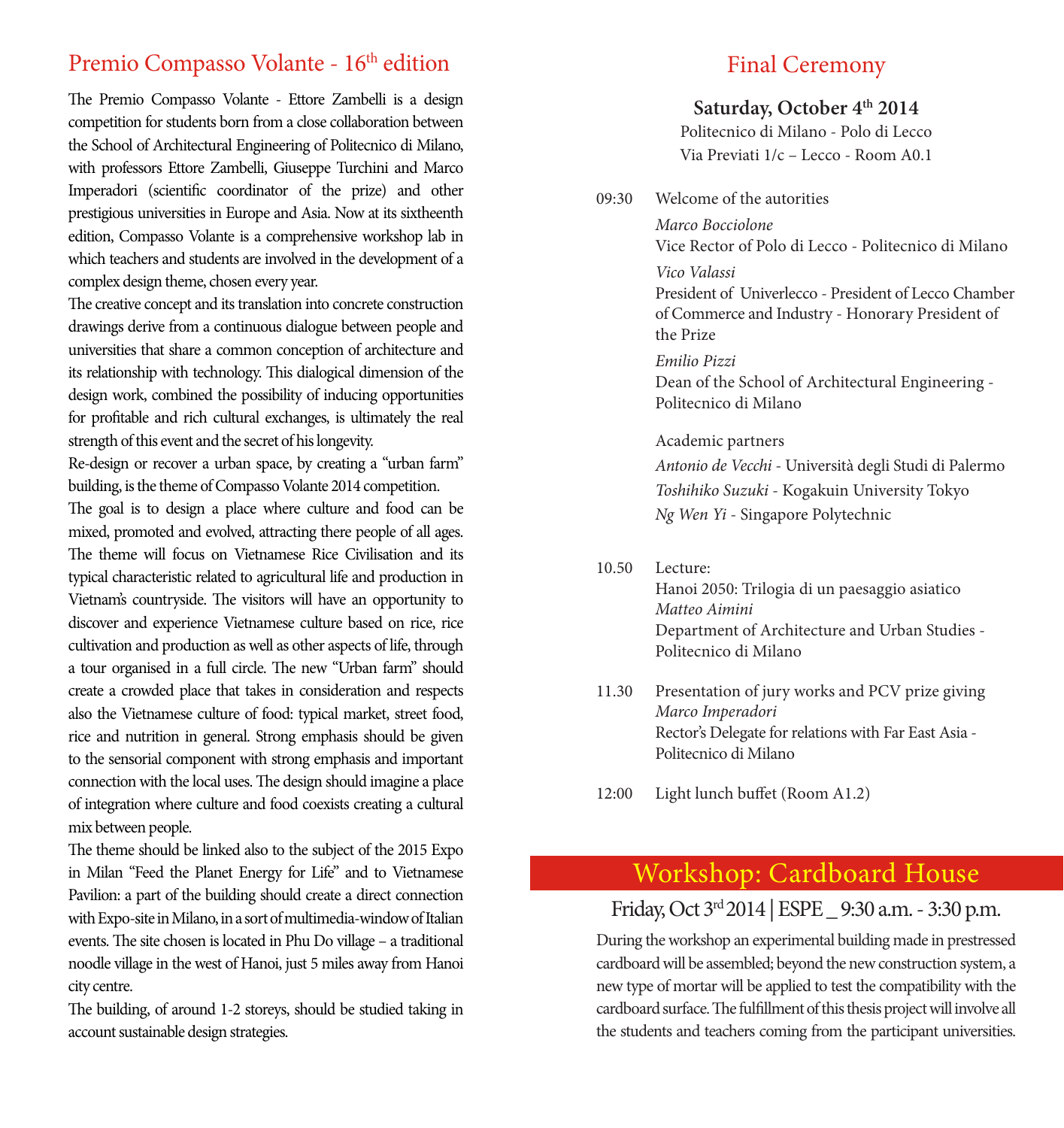## Premio Compasso Volante - 16th edition

The Premio Compasso Volante - Ettore Zambelli is a design competition for students born from a close collaboration between the School of Architectural Engineering of Politecnico di Milano, with professors Ettore Zambelli, Giuseppe Turchini and Marco Imperadori (scientific coordinator of the prize) and other prestigious universities in Europe and Asia. Now at its sixtheenth edition, Compasso Volante is a comprehensive workshop lab in which teachers and students are involved in the development of a complex design theme, chosen every year.

The creative concept and its translation into concrete construction drawings derive from a continuous dialogue between people and universities that share a common conception of architecture and its relationship with technology. This dialogical dimension of the design work, combined the possibility of inducing opportunities for profitable and rich cultural exchanges, is ultimately the real strength of this event and the secret of his longevity.

Re-design or recover a urban space, by creating a "urban farm" building, is the theme of Compasso Volante 2014 competition.

The goal is to design a place where culture and food can be mixed, promoted and evolved, attracting there people of all ages. The theme will focus on Vietnamese Rice Civilisation and its typical characteristic related to agricultural life and production in Vietnam's countryside. The visitors will have an opportunity to discover and experience Vietnamese culture based on rice, rice cultivation and production as well as other aspects of life, through a tour organised in a full circle. The new "Urban farm" should create a crowded place that takes in consideration and respects also the Vietnamese culture of food: typical market, street food, rice and nutrition in general. Strong emphasis should be given to the sensorial component with strong emphasis and important connection with the local uses. The design should imagine a place of integration where culture and food coexists creating a cultural mix between people.

The theme should be linked also to the subject of the 2015 Expo in Milan "Feed the Planet Energy for Life" and to Vietnamese Pavilion: a part of the building should create a direct connection with Expo-site in Milano, in a sort of multimedia-window of Italian events. The site chosen is located in Phu Do village – a traditional noodle village in the west of Hanoi, just 5 miles away from Hanoi city centre.

The building, of around 1-2 storeys, should be studied taking in account sustainable design strategies.

## Final Ceremony

**Saturday, October 4th 2014**
Politecnico di Milano - Polo di Lecco
Via Previati 1/c – Lecco - Room A0.1

09:30 Welcome of the autorities

*Marco Bocciolone*
Vice Rector of Polo di Lecco - Politecnico di Milano

*Vico Valassi*
President of Univerlecco - President of Lecco Chamber of Commerce and Industry - Honorary President of the Prize

*Emilio Pizzi*
Dean of the School of Architectural Engineering - Politecnico di Milano

Academic partners

*Antonio de Vecchi* - Università degli Studi di Palermo
*Toshihiko Suzuki* - Kogakuin University Tokyo
*Ng Wen Yi* - Singapore Polytechnic

10.50 Lecture:
Hanoi 2050: Trilogia di un paesaggio asiatico
*Matteo Aimini*
Department of Architecture and Urban Studies - Politecnico di Milano

11.30 Presentation of jury works and PCV prize giving
*Marco Imperadori*
Rector's Delegate for relations with Far East Asia - Politecnico di Milano

12:00 Light lunch buffet (Room A1.2)

## Workshop: Cardboard House

Friday, Oct 3rd 2014 | ESPE _ 9:30 a.m. - 3:30 p.m.

During the workshop an experimental building made in prestressed cardboard will be assembled; beyond the new construction system, a new type of mortar will be applied to test the compatibility with the cardboard surface. The fulfillment of this thesis project will involve all the students and teachers coming from the participant universities.